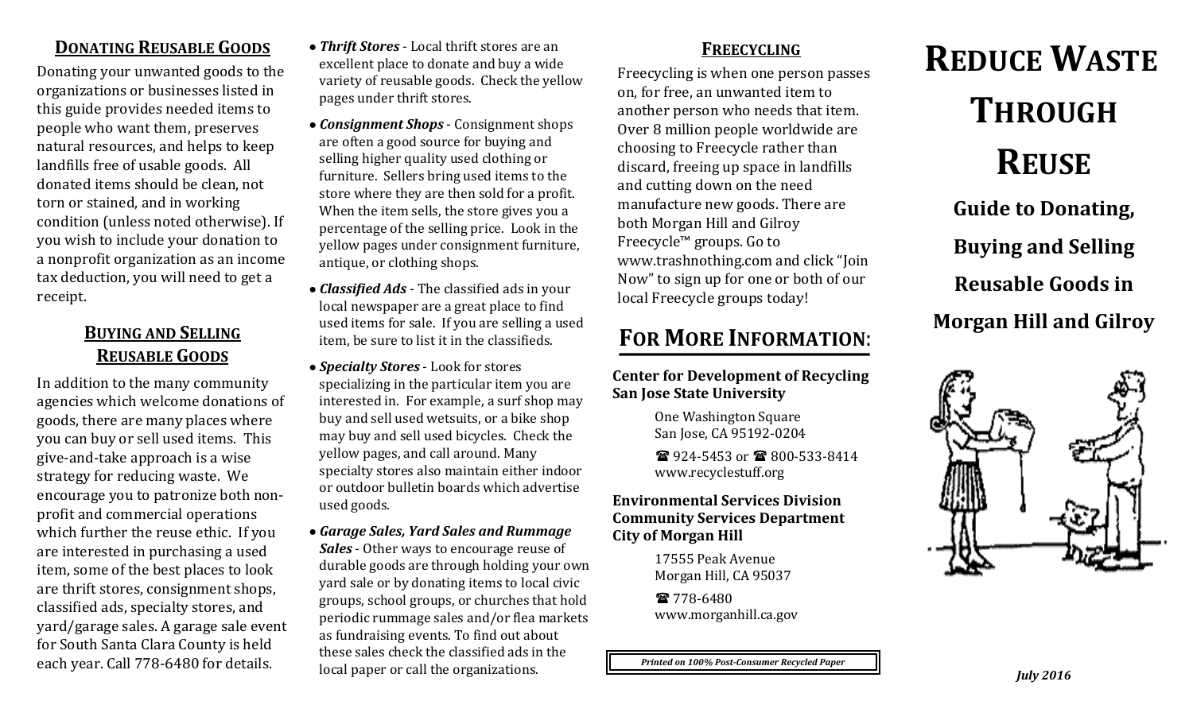## Donating Reusable Goods

Donating your unwanted goods to the organizations or businesses listed in this guide provides needed items to people who want them, preserves natural resources, and helps to keep landfills free of usable goods. All donated items should be clean, not torn or stained, and in working condition (unless noted otherwise). If you wish to include your donation to a nonprofit organization as an income tax deduction, you will need to get a receipt.

## Buying and Selling Reusable Goods

In addition to the many community agencies which welcome donations of goods, there are many places where you can buy or sell used items. This give-and-take approach is a wise strategy for reducing waste. We encourage you to patronize both non-profit and commercial operations which further the reuse ethic. If you are interested in purchasing a used item, some of the best places to look are thrift stores, consignment shops, classified ads, specialty stores, and yard/garage sales. A garage sale event for South Santa Clara County is held each year. Call 778-6480 for details.

- ***Thrift Stores*** - Local thrift stores are an excellent place to donate and buy a wide variety of reusable goods. Check the yellow pages under thrift stores.
- ***Consignment Shops*** - Consignment shops are often a good source for buying and selling higher quality used clothing or furniture. Sellers bring used items to the store where they are then sold for a profit. When the item sells, the store gives you a percentage of the selling price. Look in the yellow pages under consignment furniture, antique, or clothing shops.
- ***Classified Ads*** - The classified ads in your local newspaper are a great place to find used items for sale. If you are selling a used item, be sure to list it in the classifieds.
- ***Specialty Stores*** - Look for stores specializing in the particular item you are interested in. For example, a surf shop may buy and sell used wetsuits, or a bike shop may buy and sell used bicycles. Check the yellow pages, and call around. Many specialty stores also maintain either indoor or outdoor bulletin boards which advertise used goods.
- ***Garage Sales, Yard Sales and Rummage Sales*** - Other ways to encourage reuse of durable goods are through holding your own yard sale or by donating items to local civic groups, school groups, or churches that hold periodic rummage sales and/or flea markets as fundraising events. To find out about these sales check the classified ads in the local paper or call the organizations.

## Freecycling

Freecycling is when one person passes on, for free, an unwanted item to another person who needs that item. Over 8 million people worldwide are choosing to Freecycle rather than discard, freeing up space in landfills and cutting down on the need manufacture new goods. There are both Morgan Hill and Gilroy Freecycle™ groups. Go to www.trashnothing.com and click "Join Now" to sign up for one or both of our local Freecycle groups today!

## For More Information:

**Center for Development of Recycling**
**San Jose State University**

One Washington Square
San Jose, CA 95192-0204

☎ 924-5453 or ☎ 800-533-8414
www.recyclestuff.org

**Environmental Services Division**
**Community Services Department**
**City of Morgan Hill**

17555 Peak Avenue
Morgan Hill, CA 95037

☎ 778-6480
www.morganhill.ca.gov

***Printed on 100% Post-Consumer Recycled Paper***

# Reduce Waste Through Reuse

## Guide to Donating, Buying and Selling Reusable Goods in Morgan Hill and Gilroy

***July 2016***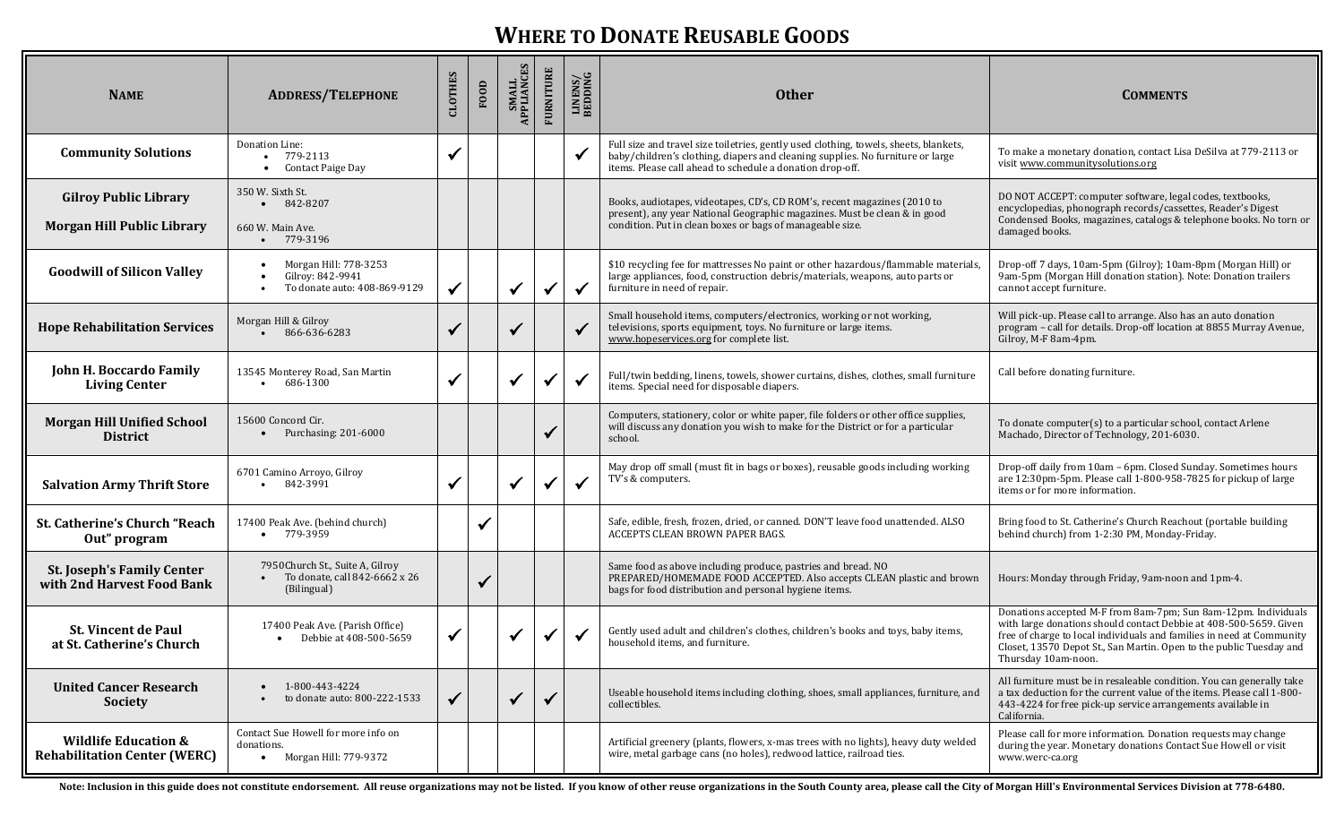# Where to Donate Reusable Goods

| Name | Address/Telephone | Clothes | Food | Small Appliances | Furniture | Linens/ Bedding | Other | Comments |
|---|---|---|---|---|---|---|---|---|
| **Community Solutions** | Donation Line: <br>• 779-2113 <br>• Contact Paige Day | ✓ | | | | ✓ | Full size and travel size toiletries, gently used clothing, towels, sheets, blankets, baby/children's clothing, diapers and cleaning supplies. No furniture or large items. Please call ahead to schedule a donation drop-off. | To make a monetary donation, contact Lisa DeSilva at 779-2113 or visit www.communitysolutions.org |
| **Gilroy Public Library** <br><br> **Morgan Hill Public Library** | 350 W. Sixth St. <br>• 842-8207 <br><br>660 W. Main Ave. <br>• 779-3196 | | | | | | Books, audiotapes, videotapes, CD's, CD ROM's, recent magazines (2010 to present), any year National Geographic magazines. Must be clean & in good condition. Put in clean boxes or bags of manageable size. | DO NOT ACCEPT: computer software, legal codes, textbooks, encyclopedias, phonograph records/cassettes, Reader's Digest Condensed Books, magazines, catalogs & telephone books. No torn or damaged books. |
| **Goodwill of Silicon Valley** | • Morgan Hill: 778-3253 <br>• Gilroy: 842-9941 <br>• To donate auto: 408-869-9129 | ✓ | | ✓ | ✓ | ✓ | $10 recycling fee for mattresses No paint or other hazardous/flammable materials, large appliances, food, construction debris/materials, weapons, auto parts or furniture in need of repair. | Drop-off 7 days, 10am-5pm (Gilroy); 10am-8pm (Morgan Hill) or 9am-5pm (Morgan Hill donation station). Note: Donation trailers cannot accept furniture. |
| **Hope Rehabilitation Services** | Morgan Hill & Gilroy <br>• 866-636-6283 | ✓ | | ✓ | | ✓ | Small household items, computers/electronics, working or not working, televisions, sports equipment, toys. No furniture or large items. www.hopeservices.org for complete list. | Will pick-up. Please call to arrange. Also has an auto donation program – call for details. Drop-off location at 8855 Murray Avenue, Gilroy, M-F 8am-4pm. |
| **John H. Boccardo Family Living Center** | 13545 Monterey Road, San Martin <br>• 686-1300 | ✓ | | ✓ | ✓ | ✓ | Full/twin bedding, linens, towels, shower curtains, dishes, clothes, small furniture items. Special need for disposable diapers. | Call before donating furniture. |
| **Morgan Hill Unified School District** | 15600 Concord Cir. <br>• Purchasing: 201-6000 | | | | ✓ | | Computers, stationery, color or white paper, file folders or other office supplies, will discuss any donation you wish to make for the District or for a particular school. | To donate computer(s) to a particular school, contact Arlene Machado, Director of Technology, 201-6030. |
| **Salvation Army Thrift Store** | 6701 Camino Arroyo, Gilroy <br>• 842-3991 | ✓ | | ✓ | ✓ | ✓ | May drop off small (must fit in bags or boxes), reusable goods including working TV's & computers. | Drop-off daily from 10am – 6pm. Closed Sunday. Sometimes hours are 12:30pm-5pm. Please call 1-800-958-7825 for pickup of large items or for more information. |
| **St. Catherine's Church "Reach Out" program** | 17400 Peak Ave. (behind church) <br>• 779-3959 | | ✓ | | | | Safe, edible, fresh, frozen, dried, or canned. DON'T leave food unattended. ALSO ACCEPTS CLEAN BROWN PAPER BAGS. | Bring food to St. Catherine's Church Reachout (portable building behind church) from 1-2:30 PM, Monday-Friday. |
| **St. Joseph's Family Center with 2nd Harvest Food Bank** | 7950Church St., Suite A, Gilroy <br>• To donate, call 842-6662 x 26 (Bilingual) | | ✓ | | | | Same food as above including produce, pastries and bread. NO PREPARED/HOMEMADE FOOD ACCEPTED. Also accepts CLEAN plastic and brown bags for food distribution and personal hygiene items. | Hours: Monday through Friday, 9am-noon and 1pm-4. |
| **St. Vincent de Paul at St. Catherine's Church** | 17400 Peak Ave. (Parish Office) <br>• Debbie at 408-500-5659 | ✓ | | ✓ | ✓ | ✓ | Gently used adult and children's clothes, children's books and toys, baby items, household items, and furniture. | Donations accepted M-F from 8am-7pm; Sun 8am-12pm. Individuals with large donations should contact Debbie at 408-500-5659. Given free of charge to local individuals and families in need at Community Closet, 13570 Depot St., San Martin. Open to the public Tuesday and Thursday 10am-noon. |
| **United Cancer Research Society** | • 1-800-443-4224 <br>• to donate auto: 800-222-1533 | ✓ | | ✓ | ✓ | | Useable household items including clothing, shoes, small appliances, furniture, and collectibles. | All furniture must be in resaleable condition. You can generally take a tax deduction for the current value of the items. Please call 1-800-443-4224 for free pick-up service arrangements available in California. |
| **Wildlife Education & Rehabilitation Center (WERC)** | Contact Sue Howell for more info on donations. <br>• Morgan Hill: 779-9372 | | | | | | Artificial greenery (plants, flowers, x-mas trees with no lights), heavy duty welded wire, metal garbage cans (no holes), redwood lattice, railroad ties. | Please call for more information. Donation requests may change during the year. Monetary donations Contact Sue Howell or visit www.werc-ca.org |

**Note: Inclusion in this guide does not constitute endorsement. All reuse organizations may not be listed. If you know of other reuse organizations in the South County area, please call the City of Morgan Hill's Environmental Services Division at 778-6480.**